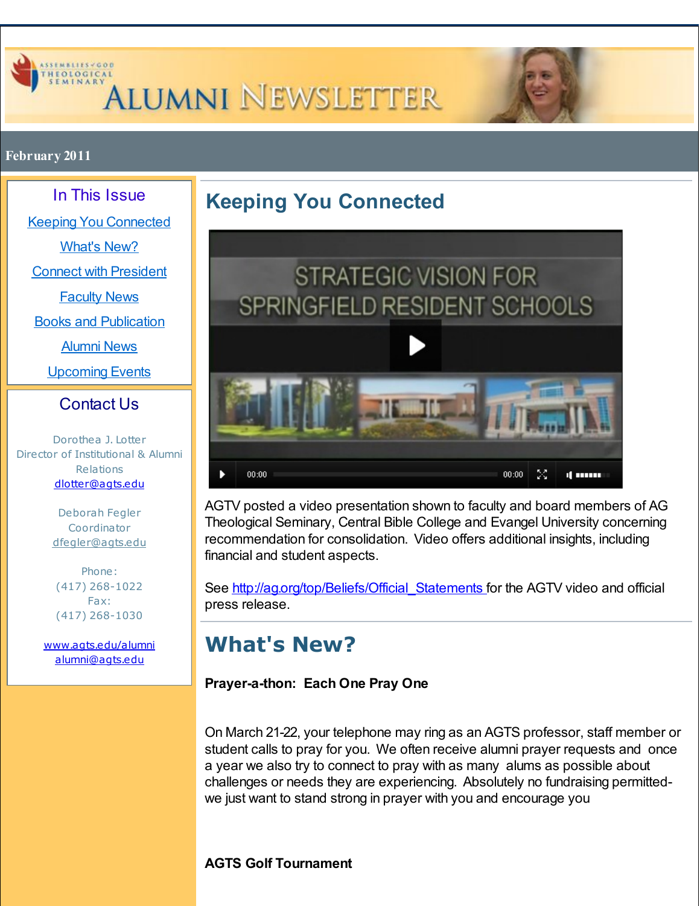# Alumni Newsletter

Assemblies of God Theological Seminary

February 2011

## In This Issue

[Keeping You Connected](#)

[What's New?](#)

[Connect with President](#)

[Faculty News](#)

[Books and Publication](#)

[Alumni News](#)

[Upcoming Events](#)

## Contact Us

Dorothea J. Lotter
Director of Institutional & Alumni Relations
dlotter@agts.edu

Deborah Fegler
Coordinator
dfegler@agts.edu

Phone:
(417) 268-1022
Fax:
(417) 268-1030

www.agts.edu/alumni
alumni@agts.edu

## Keeping You Connected

STRATEGIC VISION FOR SPRINGFIELD RESIDENT SCHOOLS

AGTV posted a video presentation shown to faculty and board members of AG Theological Seminary, Central Bible College and Evangel University concerning recommendation for consolidation. Video offers additional insights, including financial and student aspects.

See http://ag.org/top/Beliefs/Official_Statements for the AGTV video and official press release.

## What's New?

**Prayer-a-thon: Each One Pray One**

On March 21-22, your telephone may ring as an AGTS professor, staff member or student calls to pray for you. We often receive alumni prayer requests and once a year we also try to connect to pray with as many alums as possible about challenges or needs they are experiencing. Absolutely no fundraising permitted- we just want to stand strong in prayer with you and encourage you

**AGTS Golf Tournament**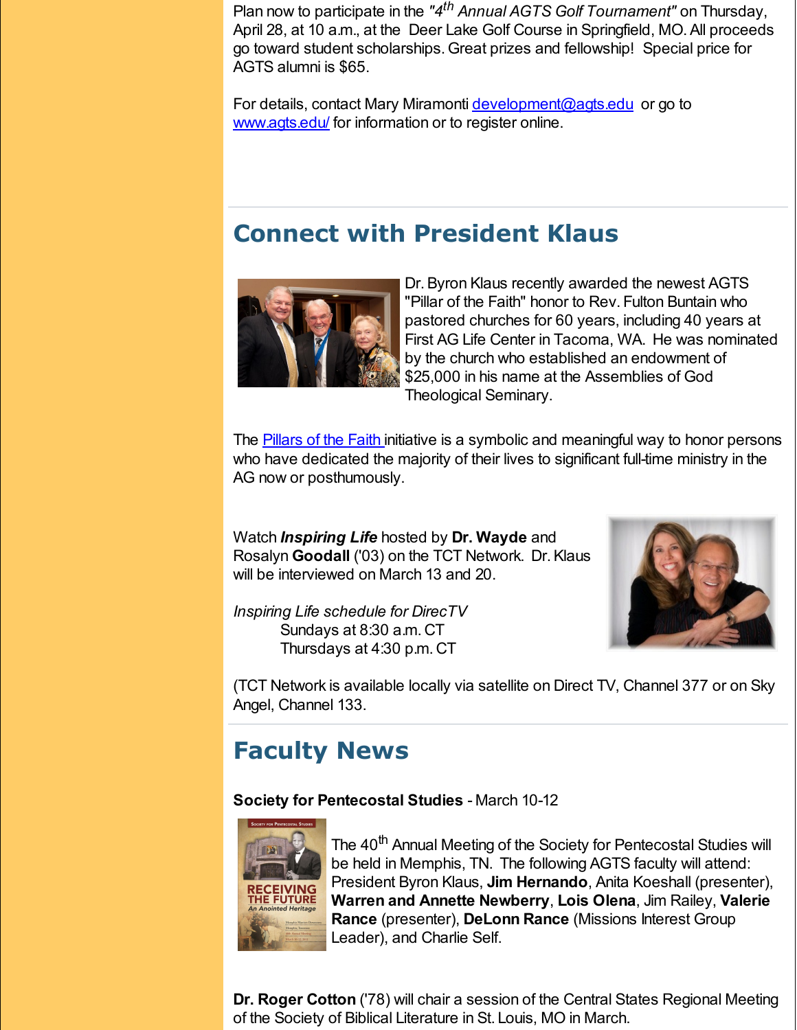Plan now to participate in the *"4th Annual AGTS Golf Tournament"* on Thursday, April 28, at 10 a.m., at the Deer Lake Golf Course in Springfield, MO. All proceeds go toward student scholarships. Great prizes and fellowship! Special price for AGTS alumni is $65.

For details, contact Mary Miramonti development@agts.edu or go to www.agts.edu/ for information or to register online.

## Connect with President Klaus

Dr. Byron Klaus recently awarded the newest AGTS "Pillar of the Faith" honor to Rev. Fulton Buntain who pastored churches for 60 years, including 40 years at First AG Life Center in Tacoma, WA. He was nominated by the church who established an endowment of $25,000 in his name at the Assemblies of God Theological Seminary.

The Pillars of the Faith initiative is a symbolic and meaningful way to honor persons who have dedicated the majority of their lives to significant full-time ministry in the AG now or posthumously.

Watch ***Inspiring Life*** hosted by **Dr. Wayde** and Rosalyn **Goodall** ('03) on the TCT Network. Dr. Klaus will be interviewed on March 13 and 20.

*Inspiring Life schedule for DirecTV*
Sundays at 8:30 a.m. CT
Thursdays at 4:30 p.m. CT

(TCT Network is available locally via satellite on Direct TV, Channel 377 or on Sky Angel, Channel 133.

## Faculty News

**Society for Pentecostal Studies** - March 10-12

The 40th Annual Meeting of the Society for Pentecostal Studies will be held in Memphis, TN. The following AGTS faculty will attend: President Byron Klaus, **Jim Hernando**, Anita Koeshall (presenter), **Warren and Annette Newberry**, **Lois Olena**, Jim Railey, **Valerie Rance** (presenter), **DeLonn Rance** (Missions Interest Group Leader), and Charlie Self.

**Dr. Roger Cotton** ('78) will chair a session of the Central States Regional Meeting of the Society of Biblical Literature in St. Louis, MO in March.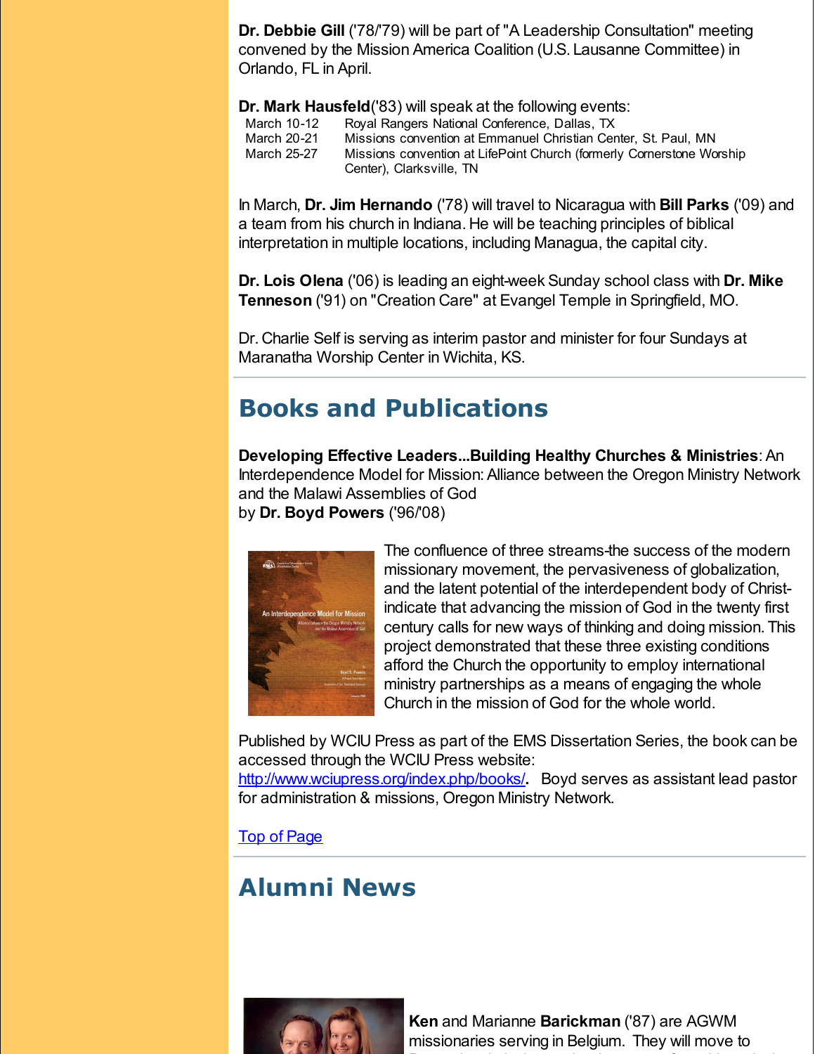**Dr. Debbie Gill** ('78/'79) will be part of "A Leadership Consultation" meeting convened by the Mission America Coalition (U.S. Lausanne Committee) in Orlando, FL in April.

**Dr. Mark Hausfeld**('83) will speak at the following events:

| | |
|---|---|
| March 10-12 | Royal Rangers National Conference, Dallas, TX |
| March 20-21 | Missions convention at Emmanuel Christian Center, St. Paul, MN |
| March 25-27 | Missions convention at LifePoint Church (formerly Cornerstone Worship Center), Clarksville, TN |

In March, **Dr. Jim Hernando** ('78) will travel to Nicaragua with **Bill Parks** ('09) and a team from his church in Indiana. He will be teaching principles of biblical interpretation in multiple locations, including Managua, the capital city.

**Dr. Lois Olena** ('06) is leading an eight-week Sunday school class with **Dr. Mike Tenneson** ('91) on "Creation Care" at Evangel Temple in Springfield, MO.

Dr. Charlie Self is serving as interim pastor and minister for four Sundays at Maranatha Worship Center in Wichita, KS.

## Books and Publications

**Developing Effective Leaders...Building Healthy Churches & Ministries**: An Interdependence Model for Mission: Alliance between the Oregon Ministry Network and the Malawi Assemblies of God
by **Dr. Boyd Powers** ('96/'08)

The confluence of three streams-the success of the modern missionary movement, the pervasiveness of globalization, and the latent potential of the interdependent body of Christ-indicate that advancing the mission of God in the twenty first century calls for new ways of thinking and doing mission. This project demonstrated that these three existing conditions afford the Church the opportunity to employ international ministry partnerships as a means of engaging the whole Church in the mission of God for the whole world.

Published by WCIU Press as part of the EMS Dissertation Series, the book can be accessed through the WCIU Press website: http://www.wciupress.org/index.php/books/. Boyd serves as assistant lead pastor for administration & missions, Oregon Ministry Network.

Top of Page

## Alumni News

**Ken** and Marianne **Barickman** ('87) are AGWM missionaries serving in Belgium. They will move to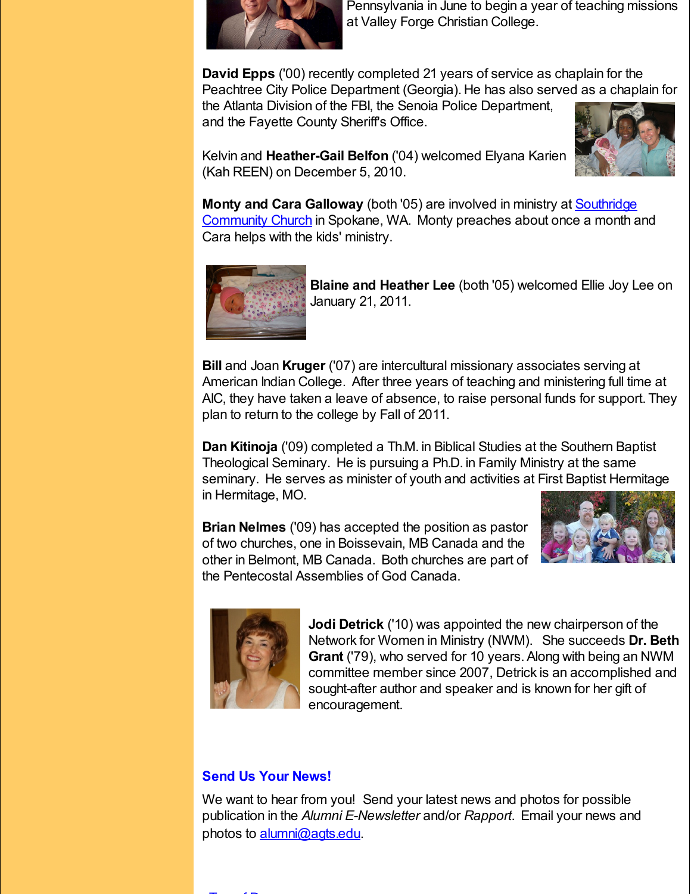Pennsylvania in June to begin a year of teaching missions at Valley Forge Christian College.

**David Epps** ('00) recently completed 21 years of service as chaplain for the Peachtree City Police Department (Georgia). He has also served as a chaplain for the Atlanta Division of the FBI, the Senoia Police Department, and the Fayette County Sheriff's Office.

Kelvin and **Heather-Gail Belfon** ('04) welcomed Elyana Karien (Kah REEN) on December 5, 2010.

**Monty and Cara Galloway** (both '05) are involved in ministry at Southridge Community Church in Spokane, WA. Monty preaches about once a month and Cara helps with the kids' ministry.

**Blaine and Heather Lee** (both '05) welcomed Ellie Joy Lee on January 21, 2011.

**Bill** and Joan **Kruger** ('07) are intercultural missionary associates serving at American Indian College. After three years of teaching and ministering full time at AIC, they have taken a leave of absence, to raise personal funds for support. They plan to return to the college by Fall of 2011.

**Dan Kitinoja** ('09) completed a Th.M. in Biblical Studies at the Southern Baptist Theological Seminary. He is pursuing a Ph.D. in Family Ministry at the same seminary. He serves as minister of youth and activities at First Baptist Hermitage in Hermitage, MO.

**Brian Nelmes** ('09) has accepted the position as pastor of two churches, one in Boissevain, MB Canada and the other in Belmont, MB Canada. Both churches are part of the Pentecostal Assemblies of God Canada.

**Jodi Detrick** ('10) was appointed the new chairperson of the Network for Women in Ministry (NWM). She succeeds **Dr. Beth Grant** ('79), who served for 10 years. Along with being an NWM committee member since 2007, Detrick is an accomplished and sought-after author and speaker and is known for her gift of encouragement.

## Send Us Your News!

We want to hear from you! Send your latest news and photos for possible publication in the *Alumni E-Newsletter* and/or *Rapport*. Email your news and photos to alumni@agts.edu.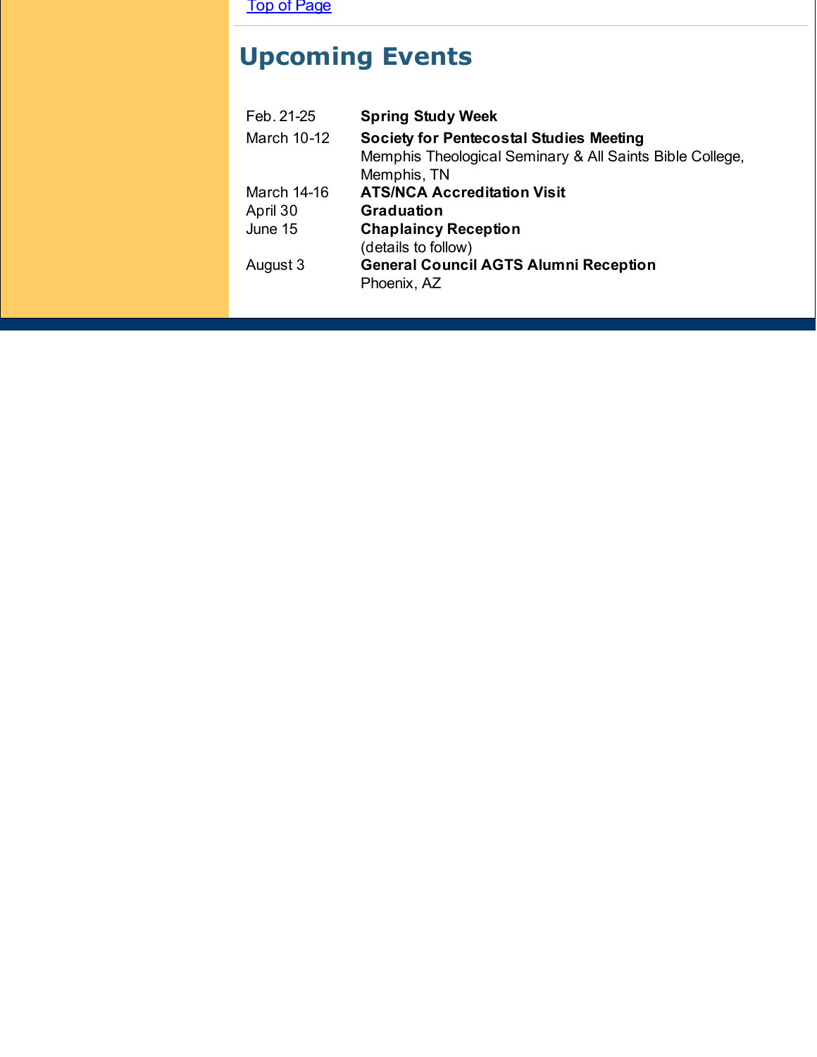[Top of Page]

## Upcoming Events

| | |
|---|---|
| Feb. 21-25 | **Spring Study Week** |
| March 10-12 | **Society for Pentecostal Studies Meeting**<br>Memphis Theological Seminary & All Saints Bible College, Memphis, TN |
| March 14-16 | **ATS/NCA Accreditation Visit** |
| April 30 | **Graduation** |
| June 15 | **Chaplaincy Reception**<br>(details to follow) |
| August 3 | **General Council AGTS Alumni Reception**<br>Phoenix, AZ |